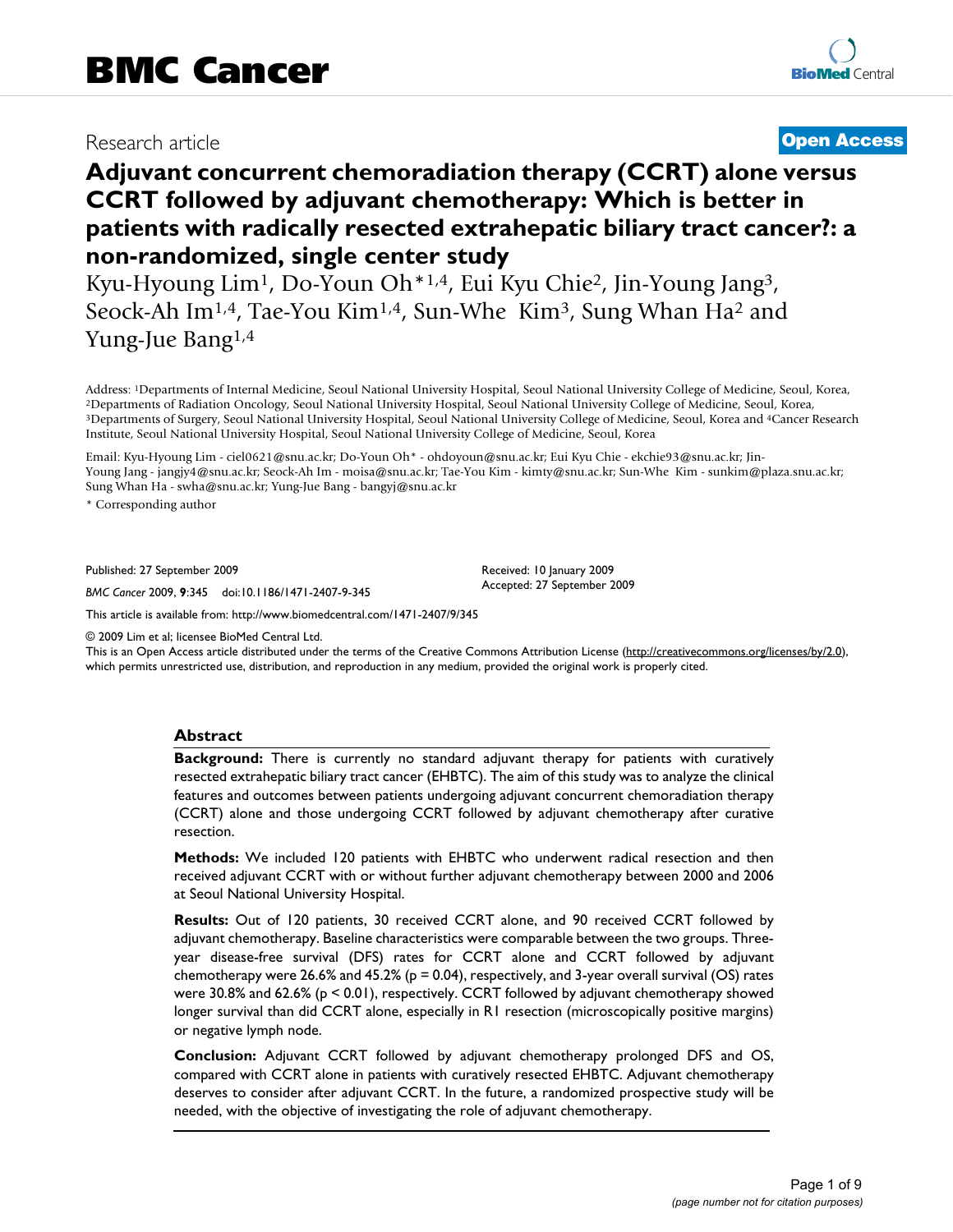Research article

**Open Access**

# Adjuvant concurrent chemoradiation therapy (CCRT) alone versus CCRT followed by adjuvant chemotherapy: Which is better in patients with radically resected extrahepatic biliary tract cancer?: a non-randomized, single center study

Kyu-Hyoung Lim[1], Do-Youn Oh*[1,4], Eui Kyu Chie[2], Jin-Young Jang[3], Seock-Ah Im[1,4], Tae-You Kim[1,4], Sun-Whe Kim[3], Sung Whan Ha[2] and Yung-Jue Bang[1,4]

Address: [1]Departments of Internal Medicine, Seoul National University Hospital, Seoul National University College of Medicine, Seoul, Korea, [2]Departments of Radiation Oncology, Seoul National University Hospital, Seoul National University College of Medicine, Seoul, Korea, [3]Departments of Surgery, Seoul National University Hospital, Seoul National University College of Medicine, Seoul, Korea and [4]Cancer Research Institute, Seoul National University Hospital, Seoul National University College of Medicine, Seoul, Korea

Email: Kyu-Hyoung Lim - ciel0621@snu.ac.kr; Do-Youn Oh* - ohdoyoun@snu.ac.kr; Eui Kyu Chie - ekchie93@snu.ac.kr; Jin-Young Jang - jangjy4@snu.ac.kr; Seock-Ah Im - moisa@snu.ac.kr; Tae-You Kim - kimty@snu.ac.kr; Sun-Whe Kim - sunkim@plaza.snu.ac.kr; Sung Whan Ha - swha@snu.ac.kr; Yung-Jue Bang - bangyj@snu.ac.kr

\* Corresponding author

Published: 27 September 2009

*BMC Cancer* 2009, **9**:345 doi:10.1186/1471-2407-9-345

Received: 10 January 2009
Accepted: 27 September 2009

This article is available from: http://www.biomedcentral.com/1471-2407/9/345

© 2009 Lim et al; licensee BioMed Central Ltd.
This is an Open Access article distributed under the terms of the Creative Commons Attribution License (http://creativecommons.org/licenses/by/2.0), which permits unrestricted use, distribution, and reproduction in any medium, provided the original work is properly cited.

## Abstract

**Background:** There is currently no standard adjuvant therapy for patients with curatively resected extrahepatic biliary tract cancer (EHBTC). The aim of this study was to analyze the clinical features and outcomes between patients undergoing adjuvant concurrent chemoradiation therapy (CCRT) alone and those undergoing CCRT followed by adjuvant chemotherapy after curative resection.

**Methods:** We included 120 patients with EHBTC who underwent radical resection and then received adjuvant CCRT with or without further adjuvant chemotherapy between 2000 and 2006 at Seoul National University Hospital.

**Results:** Out of 120 patients, 30 received CCRT alone, and 90 received CCRT followed by adjuvant chemotherapy. Baseline characteristics were comparable between the two groups. Three-year disease-free survival (DFS) rates for CCRT alone and CCRT followed by adjuvant chemotherapy were 26.6% and 45.2% ($p = 0.04$), respectively, and 3-year overall survival (OS) rates were 30.8% and 62.6% ($p < 0.01$), respectively. CCRT followed by adjuvant chemotherapy showed longer survival than did CCRT alone, especially in R1 resection (microscopically positive margins) or negative lymph node.

**Conclusion:** Adjuvant CCRT followed by adjuvant chemotherapy prolonged DFS and OS, compared with CCRT alone in patients with curatively resected EHBTC. Adjuvant chemotherapy deserves to consider after adjuvant CCRT. In the future, a randomized prospective study will be needed, with the objective of investigating the role of adjuvant chemotherapy.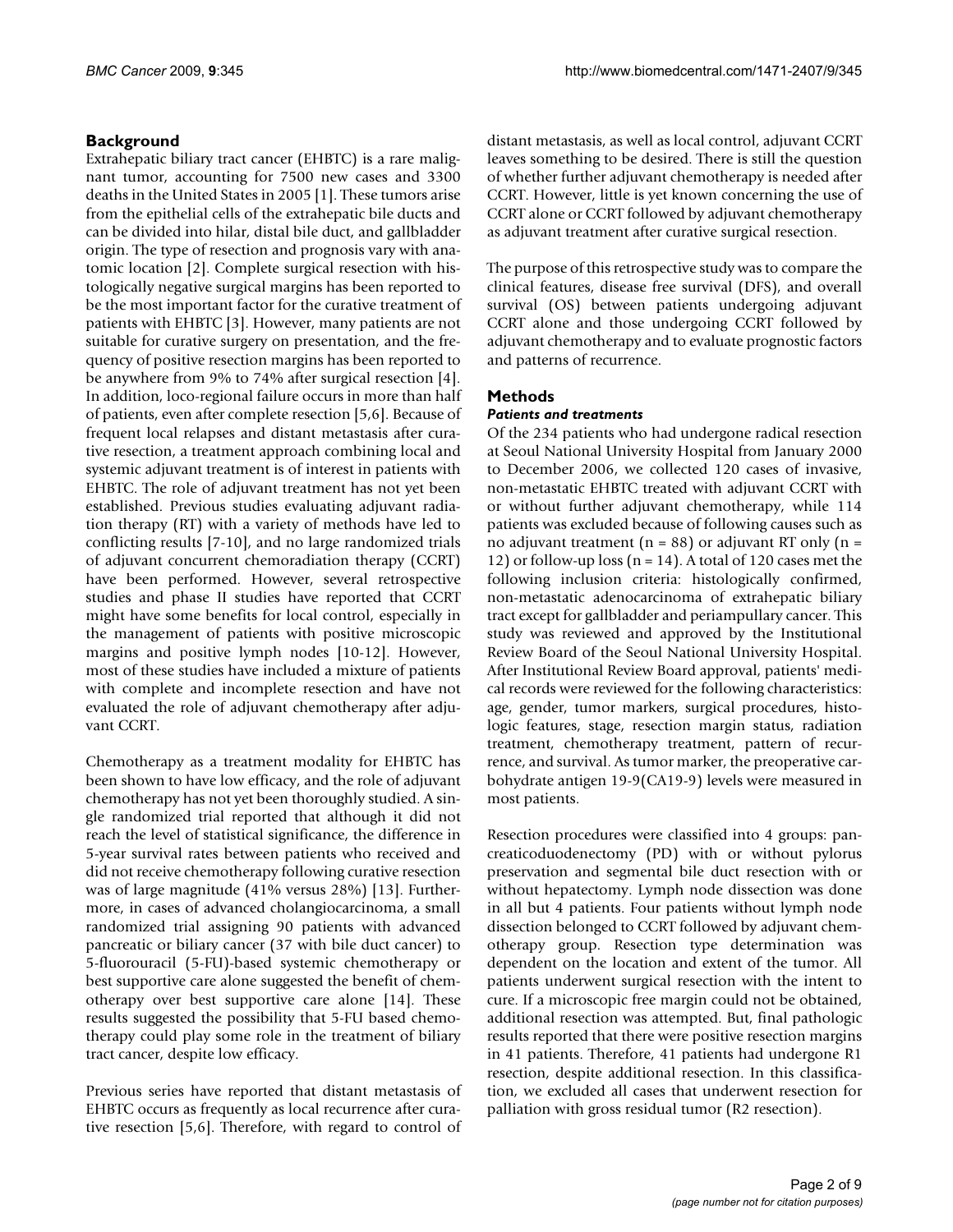## Background

Extrahepatic biliary tract cancer (EHBTC) is a rare malignant tumor, accounting for 7500 new cases and 3300 deaths in the United States in 2005 [1]. These tumors arise from the epithelial cells of the extrahepatic bile ducts and can be divided into hilar, distal bile duct, and gallbladder origin. The type of resection and prognosis vary with anatomic location [2]. Complete surgical resection with histologically negative surgical margins has been reported to be the most important factor for the curative treatment of patients with EHBTC [3]. However, many patients are not suitable for curative surgery on presentation, and the frequency of positive resection margins has been reported to be anywhere from 9% to 74% after surgical resection [4]. In addition, loco-regional failure occurs in more than half of patients, even after complete resection [5,6]. Because of frequent local relapses and distant metastasis after curative resection, a treatment approach combining local and systemic adjuvant treatment is of interest in patients with EHBTC. The role of adjuvant treatment has not yet been established. Previous studies evaluating adjuvant radiation therapy (RT) with a variety of methods have led to conflicting results [7-10], and no large randomized trials of adjuvant concurrent chemoradiation therapy (CCRT) have been performed. However, several retrospective studies and phase II studies have reported that CCRT might have some benefits for local control, especially in the management of patients with positive microscopic margins and positive lymph nodes [10-12]. However, most of these studies have included a mixture of patients with complete and incomplete resection and have not evaluated the role of adjuvant chemotherapy after adjuvant CCRT.

Chemotherapy as a treatment modality for EHBTC has been shown to have low efficacy, and the role of adjuvant chemotherapy has not yet been thoroughly studied. A single randomized trial reported that although it did not reach the level of statistical significance, the difference in 5-year survival rates between patients who received and did not receive chemotherapy following curative resection was of large magnitude (41% versus 28%) [13]. Furthermore, in cases of advanced cholangiocarcinoma, a small randomized trial assigning 90 patients with advanced pancreatic or biliary cancer (37 with bile duct cancer) to 5-fluorouracil (5-FU)-based systemic chemotherapy or best supportive care alone suggested the benefit of chemotherapy over best supportive care alone [14]. These results suggested the possibility that 5-FU based chemotherapy could play some role in the treatment of biliary tract cancer, despite low efficacy.

Previous series have reported that distant metastasis of EHBTC occurs as frequently as local recurrence after curative resection [5,6]. Therefore, with regard to control of distant metastasis, as well as local control, adjuvant CCRT leaves something to be desired. There is still the question of whether further adjuvant chemotherapy is needed after CCRT. However, little is yet known concerning the use of CCRT alone or CCRT followed by adjuvant chemotherapy as adjuvant treatment after curative surgical resection.

The purpose of this retrospective study was to compare the clinical features, disease free survival (DFS), and overall survival (OS) between patients undergoing adjuvant CCRT alone and those undergoing CCRT followed by adjuvant chemotherapy and to evaluate prognostic factors and patterns of recurrence.

## Methods

### *Patients and treatments*

Of the 234 patients who had undergone radical resection at Seoul National University Hospital from January 2000 to December 2006, we collected 120 cases of invasive, non-metastatic EHBTC treated with adjuvant CCRT with or without further adjuvant chemotherapy, while 114 patients was excluded because of following causes such as no adjuvant treatment (n = 88) or adjuvant RT only (n = 12) or follow-up loss (n = 14). A total of 120 cases met the following inclusion criteria: histologically confirmed, non-metastatic adenocarcinoma of extrahepatic biliary tract except for gallbladder and periampullary cancer. This study was reviewed and approved by the Institutional Review Board of the Seoul National University Hospital. After Institutional Review Board approval, patients' medical records were reviewed for the following characteristics: age, gender, tumor markers, surgical procedures, histologic features, stage, resection margin status, radiation treatment, chemotherapy treatment, pattern of recurrence, and survival. As tumor marker, the preoperative carbohydrate antigen 19-9(CA19-9) levels were measured in most patients.

Resection procedures were classified into 4 groups: pancreaticoduodenectomy (PD) with or without pylorus preservation and segmental bile duct resection with or without hepatectomy. Lymph node dissection was done in all but 4 patients. Four patients without lymph node dissection belonged to CCRT followed by adjuvant chemotherapy group. Resection type determination was dependent on the location and extent of the tumor. All patients underwent surgical resection with the intent to cure. If a microscopic free margin could not be obtained, additional resection was attempted. But, final pathologic results reported that there were positive resection margins in 41 patients. Therefore, 41 patients had undergone R1 resection, despite additional resection. In this classification, we excluded all cases that underwent resection for palliation with gross residual tumor (R2 resection).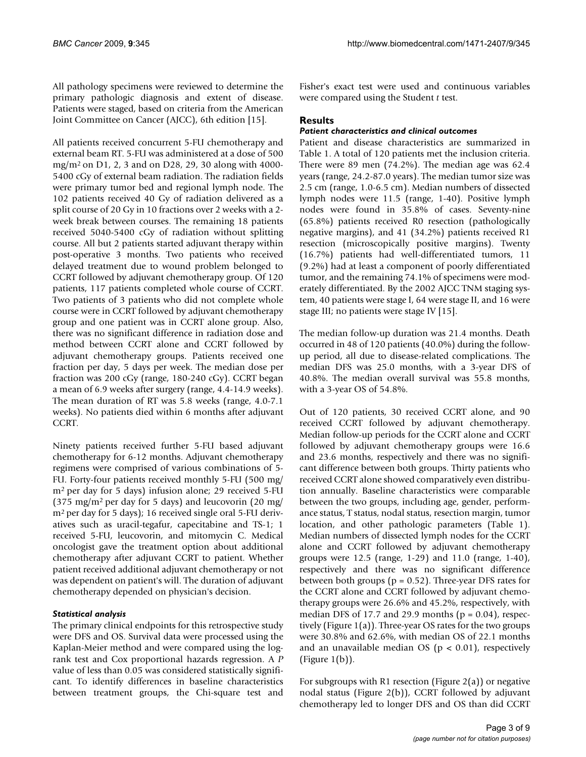All pathology specimens were reviewed to determine the primary pathologic diagnosis and extent of disease. Patients were staged, based on criteria from the American Joint Committee on Cancer (AJCC), 6th edition [15].

All patients received concurrent 5-FU chemotherapy and external beam RT. 5-FU was administered at a dose of 500 mg/m$^2$ on D1, 2, 3 and on D28, 29, 30 along with 4000-5400 cGy of external beam radiation. The radiation fields were primary tumor bed and regional lymph node. The 102 patients received 40 Gy of radiation delivered as a split course of 20 Gy in 10 fractions over 2 weeks with a 2-week break between courses. The remaining 18 patients received 5040-5400 cGy of radiation without splitting course. All but 2 patients started adjuvant therapy within post-operative 3 months. Two patients who received delayed treatment due to wound problem belonged to CCRT followed by adjuvant chemotherapy group. Of 120 patients, 117 patients completed whole course of CCRT. Two patients of 3 patients who did not complete whole course were in CCRT followed by adjuvant chemotherapy group and one patient was in CCRT alone group. Also, there was no significant difference in radiation dose and method between CCRT alone and CCRT followed by adjuvant chemotherapy groups. Patients received one fraction per day, 5 days per week. The median dose per fraction was 200 cGy (range, 180-240 cGy). CCRT began a mean of 6.9 weeks after surgery (range, 4.4-14.9 weeks). The mean duration of RT was 5.8 weeks (range, 4.0-7.1 weeks). No patients died within 6 months after adjuvant CCRT.

Ninety patients received further 5-FU based adjuvant chemotherapy for 6-12 months. Adjuvant chemotherapy regimens were comprised of various combinations of 5-FU. Forty-four patients received monthly 5-FU (500 mg/m$^2$ per day for 5 days) infusion alone; 29 received 5-FU (375 mg/m$^2$ per day for 5 days) and leucovorin (20 mg/m$^2$ per day for 5 days); 16 received single oral 5-FU derivatives such as uracil-tegafur, capecitabine and TS-1; 1 received 5-FU, leucovorin, and mitomycin C. Medical oncologist gave the treatment option about additional chemotherapy after adjuvant CCRT to patient. Whether patient received additional adjuvant chemotherapy or not was dependent on patient's will. The duration of adjuvant chemotherapy depended on physician's decision.

### *Statistical analysis*

The primary clinical endpoints for this retrospective study were DFS and OS. Survival data were processed using the Kaplan-Meier method and were compared using the log-rank test and Cox proportional hazards regression. A *P* value of less than 0.05 was considered statistically significant. To identify differences in baseline characteristics between treatment groups, the Chi-square test and Fisher's exact test were used and continuous variables were compared using the Student *t* test.

## Results

### *Patient characteristics and clinical outcomes*

Patient and disease characteristics are summarized in Table 1. A total of 120 patients met the inclusion criteria. There were 89 men (74.2%). The median age was 62.4 years (range, 24.2-87.0 years). The median tumor size was 2.5 cm (range, 1.0-6.5 cm). Median numbers of dissected lymph nodes were 11.5 (range, 1-40). Positive lymph nodes were found in 35.8% of cases. Seventy-nine (65.8%) patients received R0 resection (pathologically negative margins), and 41 (34.2%) patients received R1 resection (microscopically positive margins). Twenty (16.7%) patients had well-differentiated tumors, 11 (9.2%) had at least a component of poorly differentiated tumor, and the remaining 74.1% of specimens were moderately differentiated. By the 2002 AJCC TNM staging system, 40 patients were stage I, 64 were stage II, and 16 were stage III; no patients were stage IV [15].

The median follow-up duration was 21.4 months. Death occurred in 48 of 120 patients (40.0%) during the follow-up period, all due to disease-related complications. The median DFS was 25.0 months, with a 3-year DFS of 40.8%. The median overall survival was 55.8 months, with a 3-year OS of 54.8%.

Out of 120 patients, 30 received CCRT alone, and 90 received CCRT followed by adjuvant chemotherapy. Median follow-up periods for the CCRT alone and CCRT followed by adjuvant chemotherapy groups were 16.6 and 23.6 months, respectively and there was no significant difference between both groups. Thirty patients who received CCRT alone showed comparatively even distribution annually. Baseline characteristics were comparable between the two groups, including age, gender, performance status, T status, nodal status, resection margin, tumor location, and other pathologic parameters (Table 1). Median numbers of dissected lymph nodes for the CCRT alone and CCRT followed by adjuvant chemotherapy groups were 12.5 (range, 1-29) and 11.0 (range, 1-40), respectively and there was no significant difference between both groups ($p = 0.52$). Three-year DFS rates for the CCRT alone and CCRT followed by adjuvant chemotherapy groups were 26.6% and 45.2%, respectively, with median DFS of 17.7 and 29.9 months ($p = 0.04$), respectively (Figure 1(a)). Three-year OS rates for the two groups were 30.8% and 62.6%, with median OS of 22.1 months and an unavailable median OS ($p < 0.01$), respectively (Figure 1(b)).

For subgroups with R1 resection (Figure 2(a)) or negative nodal status (Figure 2(b)), CCRT followed by adjuvant chemotherapy led to longer DFS and OS than did CCRT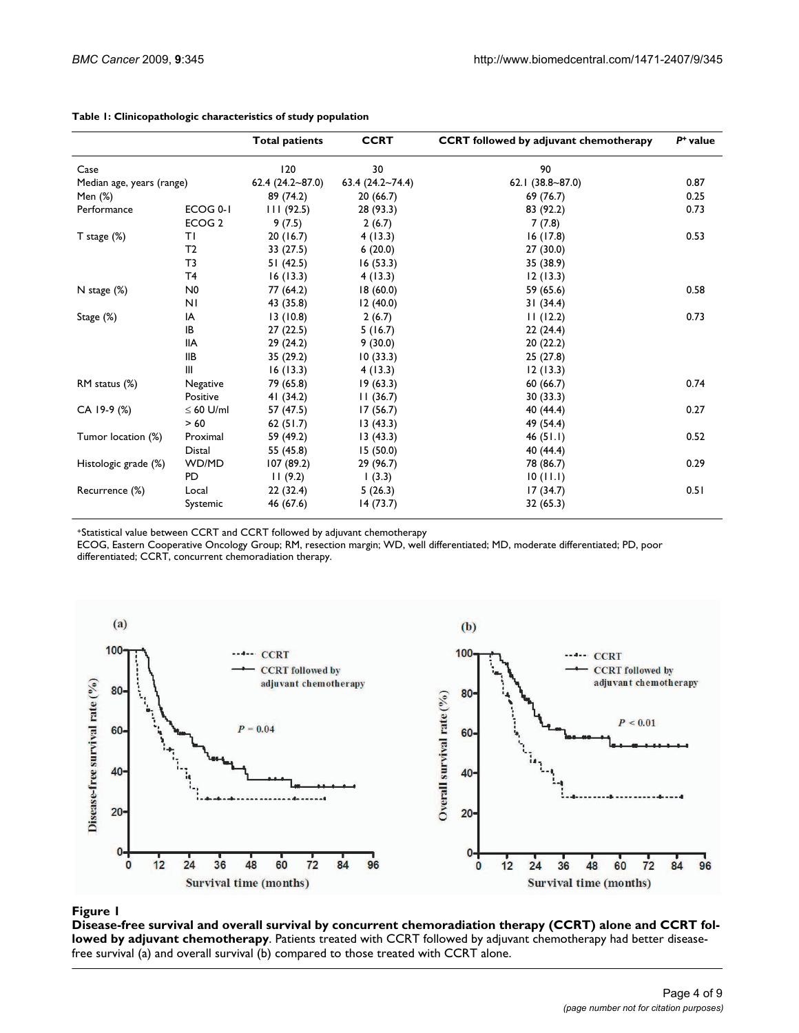**Table 1: Clinicopathologic characteristics of study population**

| | | Total patients | CCRT | CCRT followed by adjuvant chemotherapy | $P^{*}$ value |
|---|---|---|---|---|---|
| Case | | 120 | 30 | 90 | |
| Median age, years (range) | | 62.4 (24.2~87.0) | 63.4 (24.2~74.4) | 62.1 (38.8~87.0) | 0.87 |
| Men (%) | | 89 (74.2) | 20 (66.7) | 69 (76.7) | 0.25 |
| Performance | ECOG 0-1 | 111 (92.5) | 28 (93.3) | 83 (92.2) | 0.73 |
| | ECOG 2 | 9 (7.5) | 2 (6.7) | 7 (7.8) | |
| T stage (%) | T1 | 20 (16.7) | 4 (13.3) | 16 (17.8) | 0.53 |
| | T2 | 33 (27.5) | 6 (20.0) | 27 (30.0) | |
| | T3 | 51 (42.5) | 16 (53.3) | 35 (38.9) | |
| | T4 | 16 (13.3) | 4 (13.3) | 12 (13.3) | |
| N stage (%) | N0 | 77 (64.2) | 18 (60.0) | 59 (65.6) | 0.58 |
| | N1 | 43 (35.8) | 12 (40.0) | 31 (34.4) | |
| Stage (%) | IA | 13 (10.8) | 2 (6.7) | 11 (12.2) | 0.73 |
| | IB | 27 (22.5) | 5 (16.7) | 22 (24.4) | |
| | IIA | 29 (24.2) | 9 (30.0) | 20 (22.2) | |
| | IIB | 35 (29.2) | 10 (33.3) | 25 (27.8) | |
| | III | 16 (13.3) | 4 (13.3) | 12 (13.3) | |
| RM status (%) | Negative | 79 (65.8) | 19 (63.3) | 60 (66.7) | 0.74 |
| | Positive | 41 (34.2) | 11 (36.7) | 30 (33.3) | |
| CA 19-9 (%) | ≤ 60 U/ml | 57 (47.5) | 17 (56.7) | 40 (44.4) | 0.27 |
| | > 60 | 62 (51.7) | 13 (43.3) | 49 (54.4) | |
| Tumor location (%) | Proximal | 59 (49.2) | 13 (43.3) | 46 (51.1) | 0.52 |
| | Distal | 55 (45.8) | 15 (50.0) | 40 (44.4) | |
| Histologic grade (%) | WD/MD | 107 (89.2) | 29 (96.7) | 78 (86.7) | 0.29 |
| | PD | 11 (9.2) | 1 (3.3) | 10 (11.1) | |
| Recurrence (%) | Local | 22 (32.4) | 5 (26.3) | 17 (34.7) | 0.51 |
| | Systemic | 46 (67.6) | 14 (73.7) | 32 (65.3) | |

*Statistical value between CCRT and CCRT followed by adjuvant chemotherapy
ECOG, Eastern Cooperative Oncology Group; RM, resection margin; WD, well differentiated; MD, moderate differentiated; PD, poor differentiated; CCRT, concurrent chemoradiation therapy.

**Figure 1**

**Disease-free survival and overall survival by concurrent chemoradiation therapy (CCRT) alone and CCRT followed by adjuvant chemotherapy**. Patients treated with CCRT followed by adjuvant chemotherapy had better disease-free survival (a) and overall survival (b) compared to those treated with CCRT alone.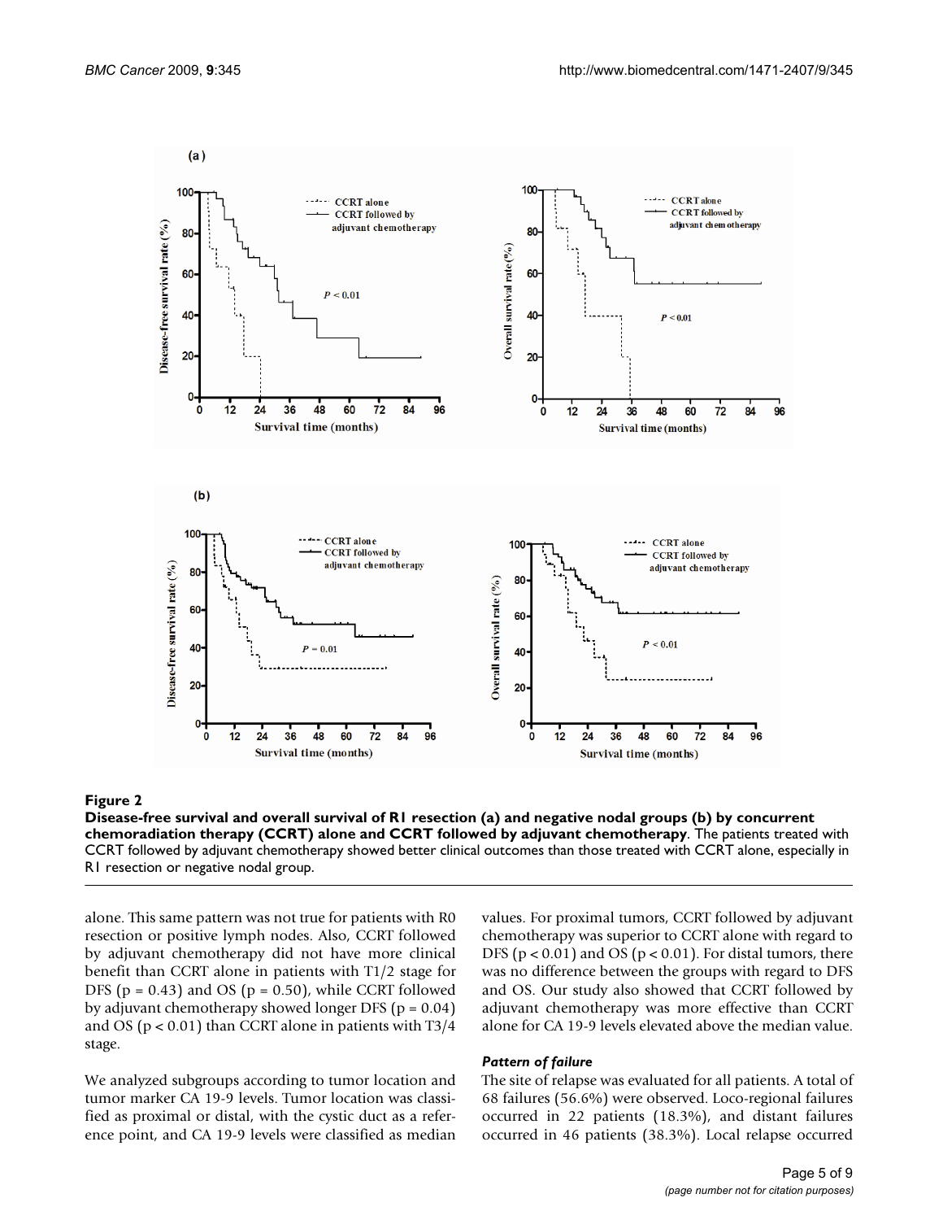**Figure 2**

**Disease-free survival and overall survival of R1 resection (a) and negative nodal groups (b) by concurrent chemoradiation therapy (CCRT) alone and CCRT followed by adjuvant chemotherapy**. The patients treated with CCRT followed by adjuvant chemotherapy showed better clinical outcomes than those treated with CCRT alone, especially in R1 resection or negative nodal group.

alone. This same pattern was not true for patients with R0 resection or positive lymph nodes. Also, CCRT followed by adjuvant chemotherapy did not have more clinical benefit than CCRT alone in patients with T1/2 stage for DFS ($p = 0.43$) and OS ($p = 0.50$), while CCRT followed by adjuvant chemotherapy showed longer DFS ($p = 0.04$) and OS ($p < 0.01$) than CCRT alone in patients with T3/4 stage.

We analyzed subgroups according to tumor location and tumor marker CA 19-9 levels. Tumor location was classified as proximal or distal, with the cystic duct as a reference point, and CA 19-9 levels were classified as median values. For proximal tumors, CCRT followed by adjuvant chemotherapy was superior to CCRT alone with regard to DFS ($p < 0.01$) and OS ($p < 0.01$). For distal tumors, there was no difference between the groups with regard to DFS and OS. Our study also showed that CCRT followed by adjuvant chemotherapy was more effective than CCRT alone for CA 19-9 levels elevated above the median value.

### *Pattern of failure*

The site of relapse was evaluated for all patients. A total of 68 failures (56.6%) were observed. Loco-regional failures occurred in 22 patients (18.3%), and distant failures occurred in 46 patients (38.3%). Local relapse occurred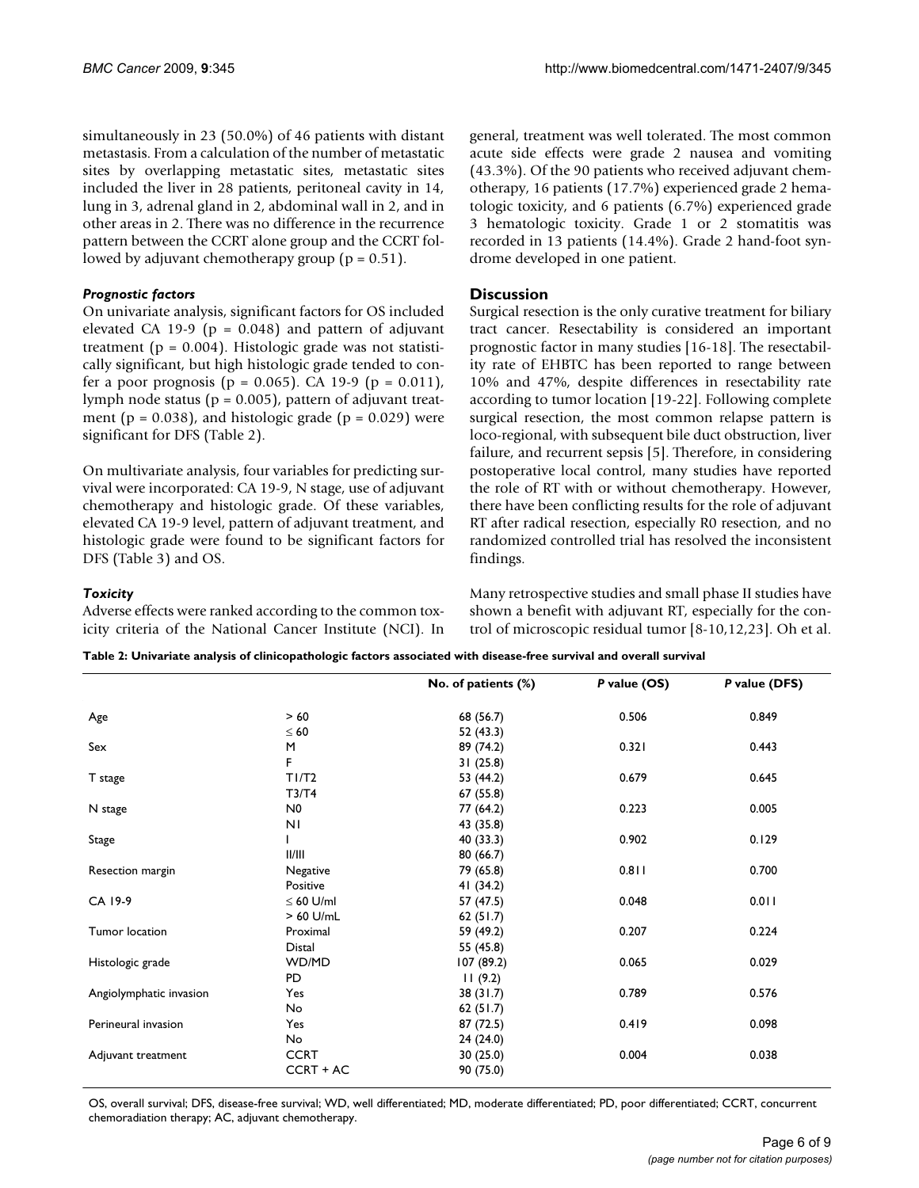simultaneously in 23 (50.0%) of 46 patients with distant metastasis. From a calculation of the number of metastatic sites by overlapping metastatic sites, metastatic sites included the liver in 28 patients, peritoneal cavity in 14, lung in 3, adrenal gland in 2, abdominal wall in 2, and in other areas in 2. There was no difference in the recurrence pattern between the CCRT alone group and the CCRT followed by adjuvant chemotherapy group (p = 0.51).

### *Prognostic factors*

On univariate analysis, significant factors for OS included elevated CA 19-9 (p = 0.048) and pattern of adjuvant treatment (p = 0.004). Histologic grade was not statistically significant, but high histologic grade tended to confer a poor prognosis (p = 0.065). CA 19-9 (p = 0.011), lymph node status (p = 0.005), pattern of adjuvant treatment (p = 0.038), and histologic grade (p = 0.029) were significant for DFS (Table 2).

On multivariate analysis, four variables for predicting survival were incorporated: CA 19-9, N stage, use of adjuvant chemotherapy and histologic grade. Of these variables, elevated CA 19-9 level, pattern of adjuvant treatment, and histologic grade were found to be significant factors for DFS (Table 3) and OS.

### *Toxicity*

Adverse effects were ranked according to the common toxicity criteria of the National Cancer Institute (NCI). In general, treatment was well tolerated. The most common acute side effects were grade 2 nausea and vomiting (43.3%). Of the 90 patients who received adjuvant chemotherapy, 16 patients (17.7%) experienced grade 2 hematologic toxicity, and 6 patients (6.7%) experienced grade 3 hematologic toxicity. Grade 1 or 2 stomatitis was recorded in 13 patients (14.4%). Grade 2 hand-foot syndrome developed in one patient.

## Discussion

Surgical resection is the only curative treatment for biliary tract cancer. Resectability is considered an important prognostic factor in many studies [16-18]. The resectability rate of EHBTC has been reported to range between 10% and 47%, despite differences in resectability rate according to tumor location [19-22]. Following complete surgical resection, the most common relapse pattern is loco-regional, with subsequent bile duct obstruction, liver failure, and recurrent sepsis [5]. Therefore, in considering postoperative local control, many studies have reported the role of RT with or without chemotherapy. However, there have been conflicting results for the role of adjuvant RT after radical resection, especially R0 resection, and no randomized controlled trial has resolved the inconsistent findings.

Many retrospective studies and small phase II studies have shown a benefit with adjuvant RT, especially for the control of microscopic residual tumor [8-10,12,23]. Oh et al.

**Table 2: Univariate analysis of clinicopathologic factors associated with disease-free survival and overall survival**

| | | No. of patients (%) | *P* value (OS) | *P* value (DFS) |
|---|---|---|---|---|
| Age | > 60 | 68 (56.7) | 0.506 | 0.849 |
| | ≤ 60 | 52 (43.3) | | |
| Sex | M | 89 (74.2) | 0.321 | 0.443 |
| | F | 31 (25.8) | | |
| T stage | T1/T2 | 53 (44.2) | 0.679 | 0.645 |
| | T3/T4 | 67 (55.8) | | |
| N stage | N0 | 77 (64.2) | 0.223 | 0.005 |
| | N1 | 43 (35.8) | | |
| Stage | I | 40 (33.3) | 0.902 | 0.129 |
| | II/III | 80 (66.7) | | |
| Resection margin | Negative | 79 (65.8) | 0.811 | 0.700 |
| | Positive | 41 (34.2) | | |
| CA 19-9 | ≤ 60 U/ml | 57 (47.5) | 0.048 | 0.011 |
| | > 60 U/mL | 62 (51.7) | | |
| Tumor location | Proximal | 59 (49.2) | 0.207 | 0.224 |
| | Distal | 55 (45.8) | | |
| Histologic grade | WD/MD | 107 (89.2) | 0.065 | 0.029 |
| | PD | 11 (9.2) | | |
| Angiolymphatic invasion | Yes | 38 (31.7) | 0.789 | 0.576 |
| | No | 62 (51.7) | | |
| Perineural invasion | Yes | 87 (72.5) | 0.419 | 0.098 |
| | No | 24 (24.0) | | |
| Adjuvant treatment | CCRT | 30 (25.0) | 0.004 | 0.038 |
| | CCRT + AC | 90 (75.0) | | |

OS, overall survival; DFS, disease-free survival; WD, well differentiated; MD, moderate differentiated; PD, poor differentiated; CCRT, concurrent chemoradiation therapy; AC, adjuvant chemotherapy.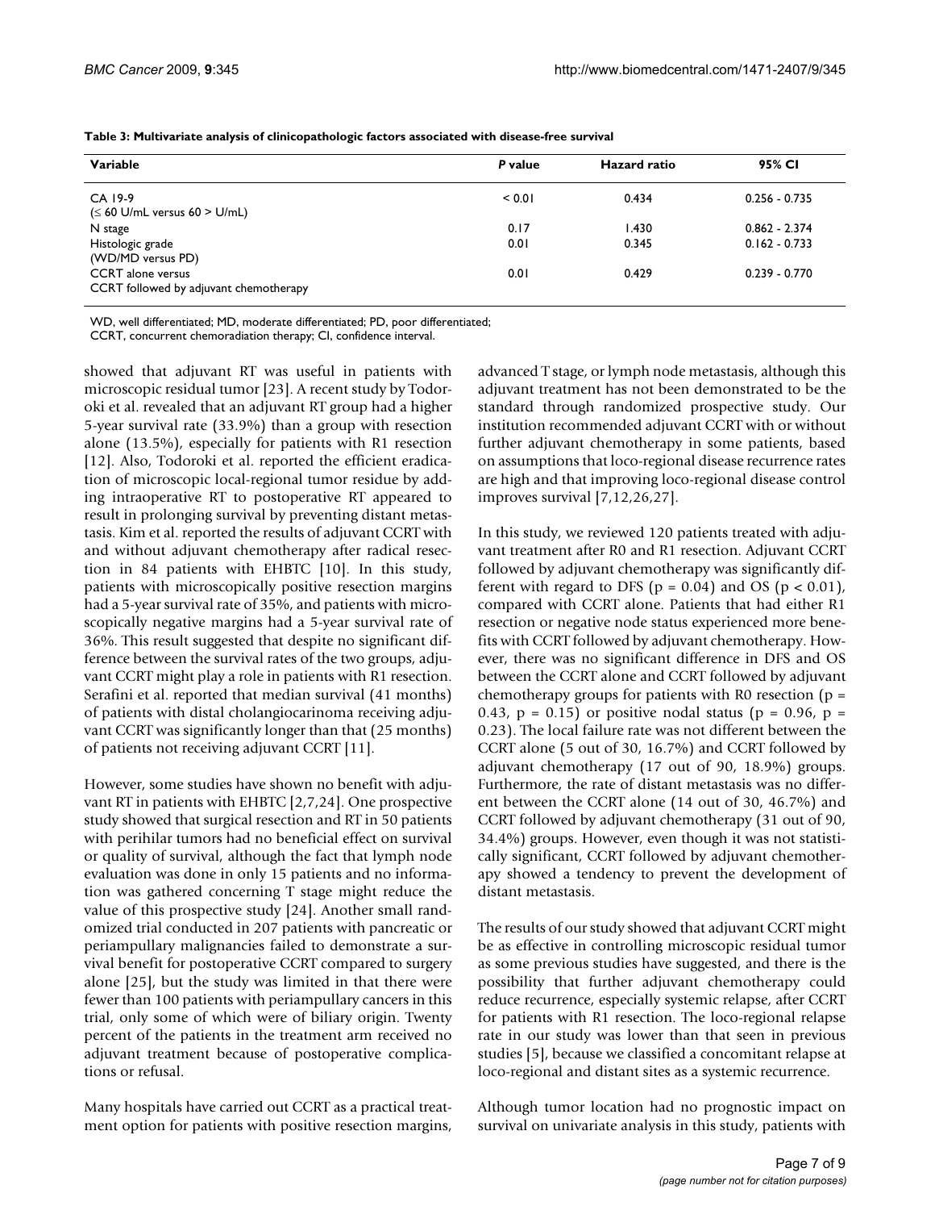**Table 3: Multivariate analysis of clinicopathologic factors associated with disease-free survival**

| Variable | P value | Hazard ratio | 95% CI |
|---|---|---|---|
| CA 19-9 (≤ 60 U/mL versus 60 > U/mL) | < 0.01 | 0.434 | 0.256 - 0.735 |
| N stage | 0.17 | 1.430 | 0.862 - 2.374 |
| Histologic grade (WD/MD versus PD) | 0.01 | 0.345 | 0.162 - 0.733 |
| CCRT alone versus CCRT followed by adjuvant chemotherapy | 0.01 | 0.429 | 0.239 - 0.770 |

WD, well differentiated; MD, moderate differentiated; PD, poor differentiated;
CCRT, concurrent chemoradiation therapy; CI, confidence interval.

showed that adjuvant RT was useful in patients with microscopic residual tumor [23]. A recent study by Todoroki et al. revealed that an adjuvant RT group had a higher 5-year survival rate (33.9%) than a group with resection alone (13.5%), especially for patients with R1 resection [12]. Also, Todoroki et al. reported the efficient eradication of microscopic local-regional tumor residue by adding intraoperative RT to postoperative RT appeared to result in prolonging survival by preventing distant metastasis. Kim et al. reported the results of adjuvant CCRT with and without adjuvant chemotherapy after radical resection in 84 patients with EHBTC [10]. In this study, patients with microscopically positive resection margins had a 5-year survival rate of 35%, and patients with microscopically negative margins had a 5-year survival rate of 36%. This result suggested that despite no significant difference between the survival rates of the two groups, adjuvant CCRT might play a role in patients with R1 resection. Serafini et al. reported that median survival (41 months) of patients with distal cholangiocarinoma receiving adjuvant CCRT was significantly longer than that (25 months) of patients not receiving adjuvant CCRT [11].

However, some studies have shown no benefit with adjuvant RT in patients with EHBTC [2,7,24]. One prospective study showed that surgical resection and RT in 50 patients with perihilar tumors had no beneficial effect on survival or quality of survival, although the fact that lymph node evaluation was done in only 15 patients and no information was gathered concerning T stage might reduce the value of this prospective study [24]. Another small randomized trial conducted in 207 patients with pancreatic or periampullary malignancies failed to demonstrate a survival benefit for postoperative CCRT compared to surgery alone [25], but the study was limited in that there were fewer than 100 patients with periampullary cancers in this trial, only some of which were of biliary origin. Twenty percent of the patients in the treatment arm received no adjuvant treatment because of postoperative complications or refusal.

Many hospitals have carried out CCRT as a practical treatment option for patients with positive resection margins, advanced T stage, or lymph node metastasis, although this adjuvant treatment has not been demonstrated to be the standard through randomized prospective study. Our institution recommended adjuvant CCRT with or without further adjuvant chemotherapy in some patients, based on assumptions that loco-regional disease recurrence rates are high and that improving loco-regional disease control improves survival [7,12,26,27].

In this study, we reviewed 120 patients treated with adjuvant treatment after R0 and R1 resection. Adjuvant CCRT followed by adjuvant chemotherapy was significantly different with regard to DFS ($p = 0.04$) and OS ($p < 0.01$), compared with CCRT alone. Patients that had either R1 resection or negative node status experienced more benefits with CCRT followed by adjuvant chemotherapy. However, there was no significant difference in DFS and OS between the CCRT alone and CCRT followed by adjuvant chemotherapy groups for patients with R0 resection ($p = 0.43$, $p = 0.15$) or positive nodal status ($p = 0.96$, $p = 0.23$). The local failure rate was not different between the CCRT alone (5 out of 30, 16.7%) and CCRT followed by adjuvant chemotherapy (17 out of 90, 18.9%) groups. Furthermore, the rate of distant metastasis was no different between the CCRT alone (14 out of 30, 46.7%) and CCRT followed by adjuvant chemotherapy (31 out of 90, 34.4%) groups. However, even though it was not statistically significant, CCRT followed by adjuvant chemotherapy showed a tendency to prevent the development of distant metastasis.

The results of our study showed that adjuvant CCRT might be as effective in controlling microscopic residual tumor as some previous studies have suggested, and there is the possibility that further adjuvant chemotherapy could reduce recurrence, especially systemic relapse, after CCRT for patients with R1 resection. The loco-regional relapse rate in our study was lower than that seen in previous studies [5], because we classified a concomitant relapse at loco-regional and distant sites as a systemic recurrence.

Although tumor location had no prognostic impact on survival on univariate analysis in this study, patients with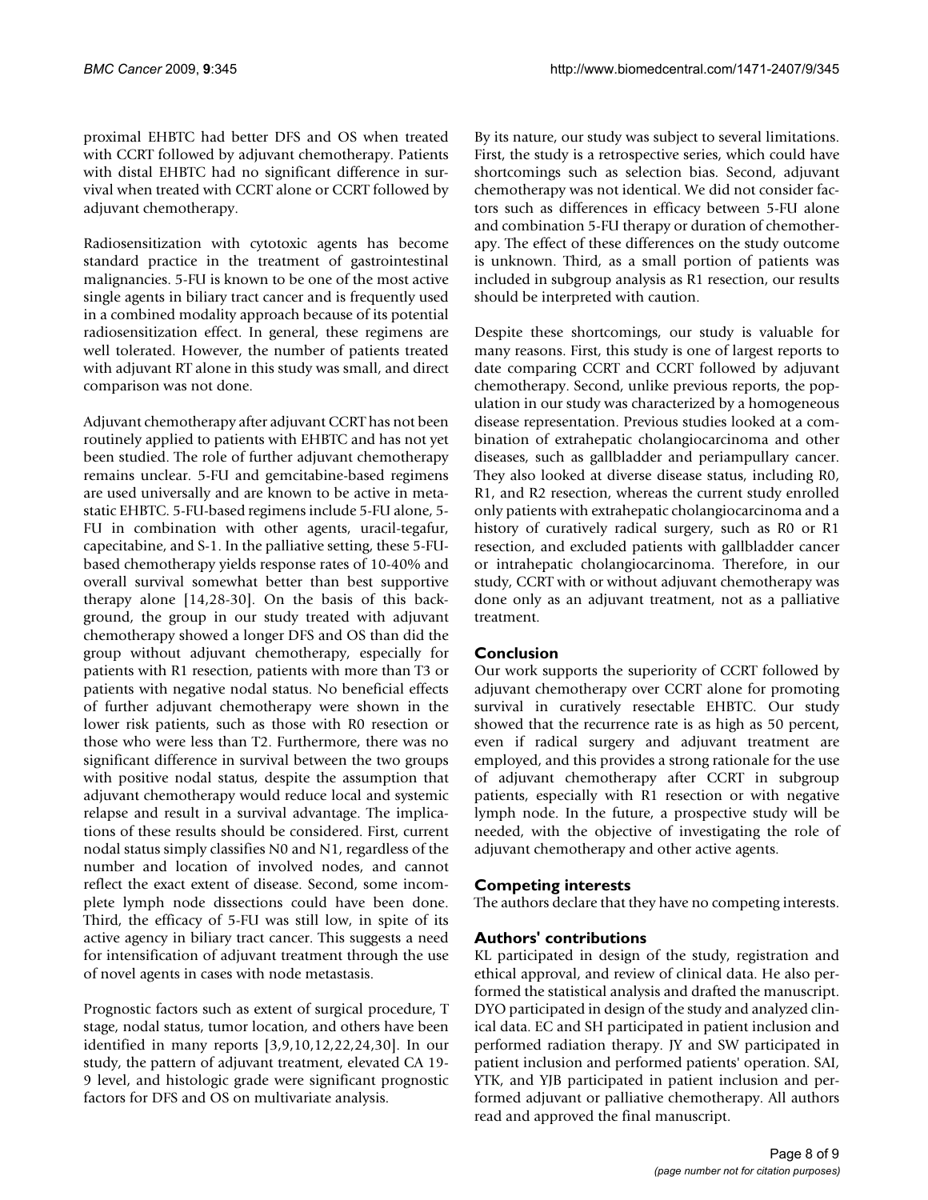proximal EHBTC had better DFS and OS when treated with CCRT followed by adjuvant chemotherapy. Patients with distal EHBTC had no significant difference in survival when treated with CCRT alone or CCRT followed by adjuvant chemotherapy.

Radiosensitization with cytotoxic agents has become standard practice in the treatment of gastrointestinal malignancies. 5-FU is known to be one of the most active single agents in biliary tract cancer and is frequently used in a combined modality approach because of its potential radiosensitization effect. In general, these regimens are well tolerated. However, the number of patients treated with adjuvant RT alone in this study was small, and direct comparison was not done.

Adjuvant chemotherapy after adjuvant CCRT has not been routinely applied to patients with EHBTC and has not yet been studied. The role of further adjuvant chemotherapy remains unclear. 5-FU and gemcitabine-based regimens are used universally and are known to be active in metastatic EHBTC. 5-FU-based regimens include 5-FU alone, 5-FU in combination with other agents, uracil-tegafur, capecitabine, and S-1. In the palliative setting, these 5-FU-based chemotherapy yields response rates of 10-40% and overall survival somewhat better than best supportive therapy alone [14,28-30]. On the basis of this background, the group in our study treated with adjuvant chemotherapy showed a longer DFS and OS than did the group without adjuvant chemotherapy, especially for patients with R1 resection, patients with more than T3 or patients with negative nodal status. No beneficial effects of further adjuvant chemotherapy were shown in the lower risk patients, such as those with R0 resection or those who were less than T2. Furthermore, there was no significant difference in survival between the two groups with positive nodal status, despite the assumption that adjuvant chemotherapy would reduce local and systemic relapse and result in a survival advantage. The implications of these results should be considered. First, current nodal status simply classifies N0 and N1, regardless of the number and location of involved nodes, and cannot reflect the exact extent of disease. Second, some incomplete lymph node dissections could have been done. Third, the efficacy of 5-FU was still low, in spite of its active agency in biliary tract cancer. This suggests a need for intensification of adjuvant treatment through the use of novel agents in cases with node metastasis.

Prognostic factors such as extent of surgical procedure, T stage, nodal status, tumor location, and others have been identified in many reports [3,9,10,12,22,24,30]. In our study, the pattern of adjuvant treatment, elevated CA 19-9 level, and histologic grade were significant prognostic factors for DFS and OS on multivariate analysis.

By its nature, our study was subject to several limitations. First, the study is a retrospective series, which could have shortcomings such as selection bias. Second, adjuvant chemotherapy was not identical. We did not consider factors such as differences in efficacy between 5-FU alone and combination 5-FU therapy or duration of chemotherapy. The effect of these differences on the study outcome is unknown. Third, as a small portion of patients was included in subgroup analysis as R1 resection, our results should be interpreted with caution.

Despite these shortcomings, our study is valuable for many reasons. First, this study is one of largest reports to date comparing CCRT and CCRT followed by adjuvant chemotherapy. Second, unlike previous reports, the population in our study was characterized by a homogeneous disease representation. Previous studies looked at a combination of extrahepatic cholangiocarcinoma and other diseases, such as gallbladder and periampullary cancer. They also looked at diverse disease status, including R0, R1, and R2 resection, whereas the current study enrolled only patients with extrahepatic cholangiocarcinoma and a history of curatively radical surgery, such as R0 or R1 resection, and excluded patients with gallbladder cancer or intrahepatic cholangiocarcinoma. Therefore, in our study, CCRT with or without adjuvant chemotherapy was done only as an adjuvant treatment, not as a palliative treatment.

## Conclusion

Our work supports the superiority of CCRT followed by adjuvant chemotherapy over CCRT alone for promoting survival in curatively resectable EHBTC. Our study showed that the recurrence rate is as high as 50 percent, even if radical surgery and adjuvant treatment are employed, and this provides a strong rationale for the use of adjuvant chemotherapy after CCRT in subgroup patients, especially with R1 resection or with negative lymph node. In the future, a prospective study will be needed, with the objective of investigating the role of adjuvant chemotherapy and other active agents.

## Competing interests

The authors declare that they have no competing interests.

## Authors' contributions

KL participated in design of the study, registration and ethical approval, and review of clinical data. He also performed the statistical analysis and drafted the manuscript. DYO participated in design of the study and analyzed clinical data. EC and SH participated in patient inclusion and performed radiation therapy. JY and SW participated in patient inclusion and performed patients' operation. SAI, YTK, and YJB participated in patient inclusion and performed adjuvant or palliative chemotherapy. All authors read and approved the final manuscript.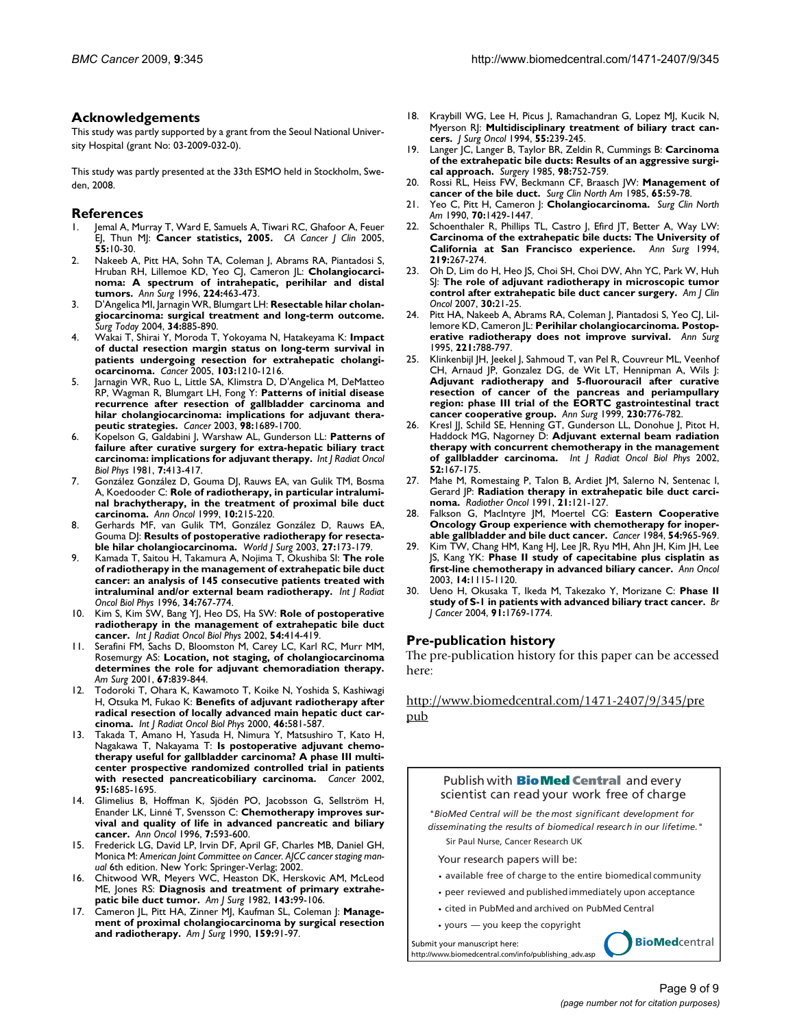## Acknowledgements

This study was partly supported by a grant from the Seoul National University Hospital (grant No: 03-2009-032-0).

This study was partly presented at the 33th ESMO held in Stockholm, Sweden, 2008.

## References

1. Jemal A, Murray T, Ward E, Samuels A, Tiwari RC, Ghafoor A, Feuer EJ, Thun MJ: **Cancer statistics, 2005.** *CA Cancer J Clin* 2005, **55:**10-30.
2. Nakeeb A, Pitt HA, Sohn TA, Coleman J, Abrams RA, Piantadosi S, Hruban RH, Lillemoe KD, Yeo CJ, Cameron JL: **Cholangiocarcinoma: A spectrum of intrahepatic, perihilar and distal tumors.** *Ann Surg* 1996, **224:**463-473.
3. D'Angelica MI, Jarnagin WR, Blumgart LH: **Resectable hilar cholangiocarcinoma: surgical treatment and long-term outcome.** *Surg Today* 2004, **34:**885-890.
4. Wakai T, Shirai Y, Moroda T, Yokoyama N, Hatakeyama K: **Impact of ductal resection margin status on long-term survival in patients undergoing resection for extrahepatic cholangiocarcinoma.** *Cancer* 2005, **103:**1210-1216.
5. Jarnagin WR, Ruo L, Little SA, Klimstra D, D'Angelica M, DeMatteo RP, Wagman R, Blumgart LH, Fong Y: **Patterns of initial disease recurrence after resection of gallbladder carcinoma and hilar cholangiocarcinoma: implications for adjuvant therapeutic strategies.** *Cancer* 2003, **98:**1689-1700.
6. Kopelson G, Galdabini J, Warshaw AL, Gunderson LL: **Patterns of failure after curative surgery for extra-hepatic biliary tract carcinoma: implications for adjuvant therapy.** *Int J Radiat Oncol Biol Phys* 1981, **7:**413-417.
7. González González D, Gouma DJ, Rauws EA, van Gulik TM, Bosma A, Koedooder C: **Role of radiotherapy, in particular intraluminal brachytherapy, in the treatment of proximal bile duct carcinoma.** *Ann Oncol* 1999, **10:**215-220.
8. Gerhards MF, van Gulik TM, González González D, Rauws EA, Gouma DJ: **Results of postoperative radiotherapy for resectable hilar cholangiocarcinoma.** *World J Surg* 2003, **27:**173-179.
9. Kamada T, Saitou H, Takamura A, Nojima T, Okushiba SI: **The role of radiotherapy in the management of extrahepatic bile duct cancer: an analysis of 145 consecutive patients treated with intraluminal and/or external beam radiotherapy.** *Int J Radiat Oncol Biol Phys* 1996, **34:**767-774.
10. Kim S, Kim SW, Bang YJ, Heo DS, Ha SW: **Role of postoperative radiotherapy in the management of extrahepatic bile duct cancer.** *Int J Radiat Oncol Biol Phys* 2002, **54:**414-419.
11. Serafini FM, Sachs D, Bloomston M, Carey LC, Karl RC, Murr MM, Rosemurgy AS: **Location, not staging, of cholangiocarcinoma determines the role for adjuvant chemoradiation therapy.** *Am Surg* 2001, **67:**839-844.
12. Todoroki T, Ohara K, Kawamoto T, Koike N, Yoshida S, Kashiwagi H, Otsuka M, Fukao K: **Benefits of adjuvant radiotherapy after radical resection of locally advanced main hepatic duct carcinoma.** *Int J Radiat Oncol Biol Phys* 2000, **46:**581-587.
13. Takada T, Amano H, Yasuda H, Nimura Y, Matsushiro T, Kato H, Nagakawa T, Nakayama T: **Is postoperative adjuvant chemotherapy useful for gallbladder carcinoma? A phase III multicenter prospective randomized controlled trial in patients with resected pancreaticobiliary carcinoma.** *Cancer* 2002, **95:**1685-1695.
14. Glimelius B, Hoffman K, Sjödén PO, Jacobsson G, Sellström H, Enander LK, Linné T, Svensson C: **Chemotherapy improves survival and quality of life in advanced pancreatic and biliary cancer.** *Ann Oncol* 1996, **7:**593-600.
15. Frederick LG, David LP, Irvin DF, April GF, Charles MB, Daniel GH, Monica M: *American Joint Committee on Cancer. AJCC cancer staging manual* 6th edition. New York: Springer-Verlag; 2002.
16. Chitwood WR, Meyers WC, Heaston DK, Herskovic AM, McLeod ME, Jones RS: **Diagnosis and treatment of primary extrahepatic bile duct tumor.** *Am J Surg* 1982, **143:**99-106.
17. Cameron JL, Pitt HA, Zinner MJ, Kaufman SL, Coleman J: **Management of proximal cholangiocarcinoma by surgical resection and radiotherapy.** *Am J Surg* 1990, **159:**91-97.
18. Kraybill WG, Lee H, Picus J, Ramachandran G, Lopez MJ, Kucik N, Myerson RJ: **Multidisciplinary treatment of biliary tract cancers.** *J Surg Oncol* 1994, **55:**239-245.
19. Langer JC, Langer B, Taylor BR, Zeldin R, Cummings B: **Carcinoma of the extrahepatic bile ducts: Results of an aggressive surgical approach.** *Surgery* 1985, **98:**752-759.
20. Rossi RL, Heiss FW, Beckmann CF, Braasch JW: **Management of cancer of the bile duct.** *Surg Clin North Am* 1985, **65:**59-78.
21. Yeo C, Pitt H, Cameron J: **Cholangiocarcinoma.** *Surg Clin North Am* 1990, **70:**1429-1447.
22. Schoenthaler R, Phillips TL, Castro J, Efird JT, Better A, Way LW: **Carcinoma of the extrahepatic bile ducts: The University of California at San Francisco experience.** *Ann Surg* 1994, **219:**267-274.
23. Oh D, Lim do H, Heo JS, Choi SH, Choi DW, Ahn YC, Park W, Huh SJ: **The role of adjuvant radiotherapy in microscopic tumor control after extrahepatic bile duct cancer surgery.** *Am J Clin Oncol* 2007, **30:**21-25.
24. Pitt HA, Nakeeb A, Abrams RA, Coleman J, Piantadosi S, Yeo CJ, Lillemore KD, Cameron JL: **Perihilar cholangiocarcinoma. Postoperative radiotherapy does not improve survival.** *Ann Surg* 1995, **221:**788-797.
25. Klinkenbijl JH, Jeekel J, Sahmoud T, van Pel R, Couvreur ML, Veenhof CH, Arnaud JP, Gonzalez DG, de Wit LT, Hennipman A, Wils J: **Adjuvant radiotherapy and 5-fluorouracil after curative resection of cancer of the pancreas and periampullary region: phase III trial of the EORTC gastrointestinal tract cancer cooperative group.** *Ann Surg* 1999, **230:**776-782.
26. Kresl JJ, Schild SE, Henning GT, Gunderson LL, Donohue J, Pitot H, Haddock MG, Nagorney D: **Adjuvant external beam radiation therapy with concurrent chemotherapy in the management of gallbladder carcinoma.** *Int J Radiat Oncol Biol Phys* 2002, **52:**167-175.
27. Mahe M, Romestaing P, Talon B, Ardiet JM, Salerno N, Sentenac I, Gerard JP: **Radiation therapy in extrahepatic bile duct carcinoma.** *Radiother Oncol* 1991, **21:**121-127.
28. Falkson G, MacIntyre JM, Moertel CG: **Eastern Cooperative Oncology Group experience with chemotherapy for inoperable gallbladder and bile duct cancer.** *Cancer* 1984, **54:**965-969.
29. Kim TW, Chang HM, Kang HJ, Lee JR, Ryu MH, Ahn JH, Kim JH, Lee JS, Kang YK: **Phase II study of capecitabine plus cisplatin as first-line chemotherapy in advanced biliary cancer.** *Ann Oncol* 2003, **14:**1115-1120.
30. Ueno H, Okusaka T, Ikeda M, Takezako Y, Morizane C: **Phase II study of S-1 in patients with advanced biliary tract cancer.** *Br J Cancer* 2004, **91:**1769-1774.

## Pre-publication history

The pre-publication history for this paper can be accessed here:

http://www.biomedcentral.com/1471-2407/9/345/prepub

Publish with **BioMed Central** and every scientist can read your work free of charge

*"BioMed Central will be the most significant development for disseminating the results of biomedical research in our lifetime."*
Sir Paul Nurse, Cancer Research UK

Your research papers will be:

- available free of charge to the entire biomedical community
- peer reviewed and published immediately upon acceptance
- cited in PubMed and archived on PubMed Central
- yours — you keep the copyright

Submit your manuscript here:
http://www.biomedcentral.com/info/publishing_adv.asp

BioMedcentral